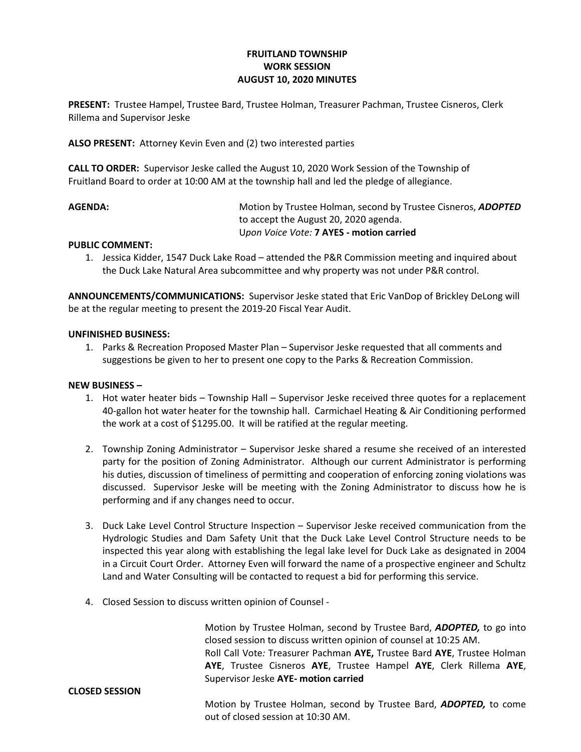**FRUITLAND TOWNSHIP**
**WORK SESSION**
**AUGUST 10, 2020 MINUTES**

**PRESENT:** Trustee Hampel, Trustee Bard, Trustee Holman, Treasurer Pachman, Trustee Cisneros, Clerk Rillema and Supervisor Jeske

**ALSO PRESENT:** Attorney Kevin Even and (2) two interested parties

**CALL TO ORDER:** Supervisor Jeske called the August 10, 2020 Work Session of the Township of Fruitland Board to order at 10:00 AM at the township hall and led the pledge of allegiance.

**AGENDA:** Motion by Trustee Holman, second by Trustee Cisneros, ***ADOPTED*** to accept the August 20, 2020 agenda.
U*pon Voice Vote:* **7 AYES - motion carried**

**PUBLIC COMMENT:**

1. Jessica Kidder, 1547 Duck Lake Road – attended the P&R Commission meeting and inquired about the Duck Lake Natural Area subcommittee and why property was not under P&R control.

**ANNOUNCEMENTS/COMMUNICATIONS:** Supervisor Jeske stated that Eric VanDop of Brickley DeLong will be at the regular meeting to present the 2019-20 Fiscal Year Audit.

**UNFINISHED BUSINESS:**

1. Parks & Recreation Proposed Master Plan – Supervisor Jeske requested that all comments and suggestions be given to her to present one copy to the Parks & Recreation Commission.

**NEW BUSINESS –**

1. Hot water heater bids – Township Hall – Supervisor Jeske received three quotes for a replacement 40-gallon hot water heater for the township hall. Carmichael Heating & Air Conditioning performed the work at a cost of $1295.00. It will be ratified at the regular meeting.

2. Township Zoning Administrator – Supervisor Jeske shared a resume she received of an interested party for the position of Zoning Administrator. Although our current Administrator is performing his duties, discussion of timeliness of permitting and cooperation of enforcing zoning violations was discussed. Supervisor Jeske will be meeting with the Zoning Administrator to discuss how he is performing and if any changes need to occur.

3. Duck Lake Level Control Structure Inspection – Supervisor Jeske received communication from the Hydrologic Studies and Dam Safety Unit that the Duck Lake Level Control Structure needs to be inspected this year along with establishing the legal lake level for Duck Lake as designated in 2004 in a Circuit Court Order. Attorney Even will forward the name of a prospective engineer and Schultz Land and Water Consulting will be contacted to request a bid for performing this service.

4. Closed Session to discuss written opinion of Counsel -

Motion by Trustee Holman, second by Trustee Bard, ***ADOPTED,*** to go into closed session to discuss written opinion of counsel at 10:25 AM.
Roll Call Vote*:* Treasurer Pachman **AYE,** Trustee Bard **AYE**, Trustee Holman **AYE**, Trustee Cisneros **AYE**, Trustee Hampel **AYE**, Clerk Rillema **AYE**, Supervisor Jeske **AYE- motion carried**

**CLOSED SESSION**

Motion by Trustee Holman, second by Trustee Bard, ***ADOPTED,*** to come out of closed session at 10:30 AM.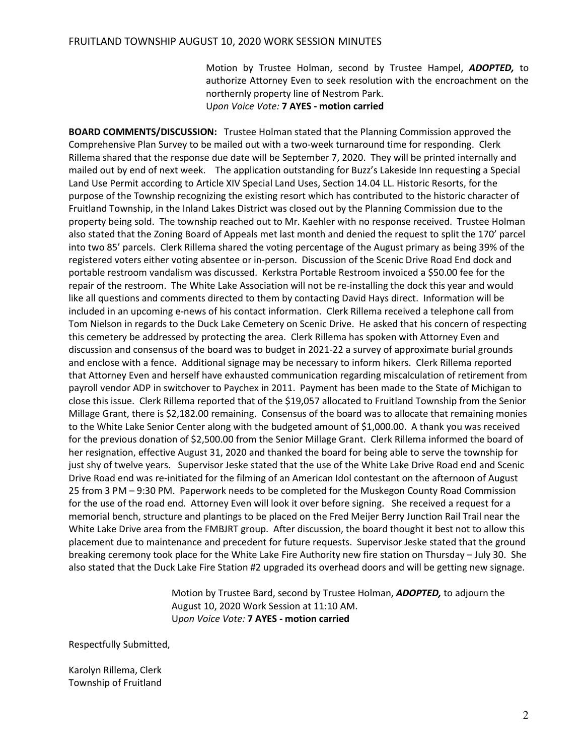Motion by Trustee Holman, second by Trustee Hampel, ***ADOPTED,*** to authorize Attorney Even to seek resolution with the encroachment on the northernly property line of Nestrom Park.
U*pon Voice Vote:* **7 AYES - motion carried**

**BOARD COMMENTS/DISCUSSION:** Trustee Holman stated that the Planning Commission approved the Comprehensive Plan Survey to be mailed out with a two-week turnaround time for responding. Clerk Rillema shared that the response due date will be September 7, 2020. They will be printed internally and mailed out by end of next week. The application outstanding for Buzz's Lakeside Inn requesting a Special Land Use Permit according to Article XIV Special Land Uses, Section 14.04 LL. Historic Resorts, for the purpose of the Township recognizing the existing resort which has contributed to the historic character of Fruitland Township, in the Inland Lakes District was closed out by the Planning Commission due to the property being sold. The township reached out to Mr. Kaehler with no response received. Trustee Holman also stated that the Zoning Board of Appeals met last month and denied the request to split the 170' parcel into two 85' parcels. Clerk Rillema shared the voting percentage of the August primary as being 39% of the registered voters either voting absentee or in-person. Discussion of the Scenic Drive Road End dock and portable restroom vandalism was discussed. Kerkstra Portable Restroom invoiced a $50.00 fee for the repair of the restroom. The White Lake Association will not be re-installing the dock this year and would like all questions and comments directed to them by contacting David Hays direct. Information will be included in an upcoming e-news of his contact information. Clerk Rillema received a telephone call from Tom Nielson in regards to the Duck Lake Cemetery on Scenic Drive. He asked that his concern of respecting this cemetery be addressed by protecting the area. Clerk Rillema has spoken with Attorney Even and discussion and consensus of the board was to budget in 2021-22 a survey of approximate burial grounds and enclose with a fence. Additional signage may be necessary to inform hikers. Clerk Rillema reported that Attorney Even and herself have exhausted communication regarding miscalculation of retirement from payroll vendor ADP in switchover to Paychex in 2011. Payment has been made to the State of Michigan to close this issue. Clerk Rillema reported that of the $19,057 allocated to Fruitland Township from the Senior Millage Grant, there is $2,182.00 remaining. Consensus of the board was to allocate that remaining monies to the White Lake Senior Center along with the budgeted amount of $1,000.00. A thank you was received for the previous donation of $2,500.00 from the Senior Millage Grant. Clerk Rillema informed the board of her resignation, effective August 31, 2020 and thanked the board for being able to serve the township for just shy of twelve years. Supervisor Jeske stated that the use of the White Lake Drive Road end and Scenic Drive Road end was re-initiated for the filming of an American Idol contestant on the afternoon of August 25 from 3 PM – 9:30 PM. Paperwork needs to be completed for the Muskegon County Road Commission for the use of the road end. Attorney Even will look it over before signing. She received a request for a memorial bench, structure and plantings to be placed on the Fred Meijer Berry Junction Rail Trail near the White Lake Drive area from the FMBJRT group. After discussion, the board thought it best not to allow this placement due to maintenance and precedent for future requests. Supervisor Jeske stated that the ground breaking ceremony took place for the White Lake Fire Authority new fire station on Thursday – July 30. She also stated that the Duck Lake Fire Station #2 upgraded its overhead doors and will be getting new signage.

Motion by Trustee Bard, second by Trustee Holman, ***ADOPTED,*** to adjourn the August 10, 2020 Work Session at 11:10 AM.
U*pon Voice Vote:* **7 AYES - motion carried**

Respectfully Submitted,

Karolyn Rillema, Clerk
Township of Fruitland